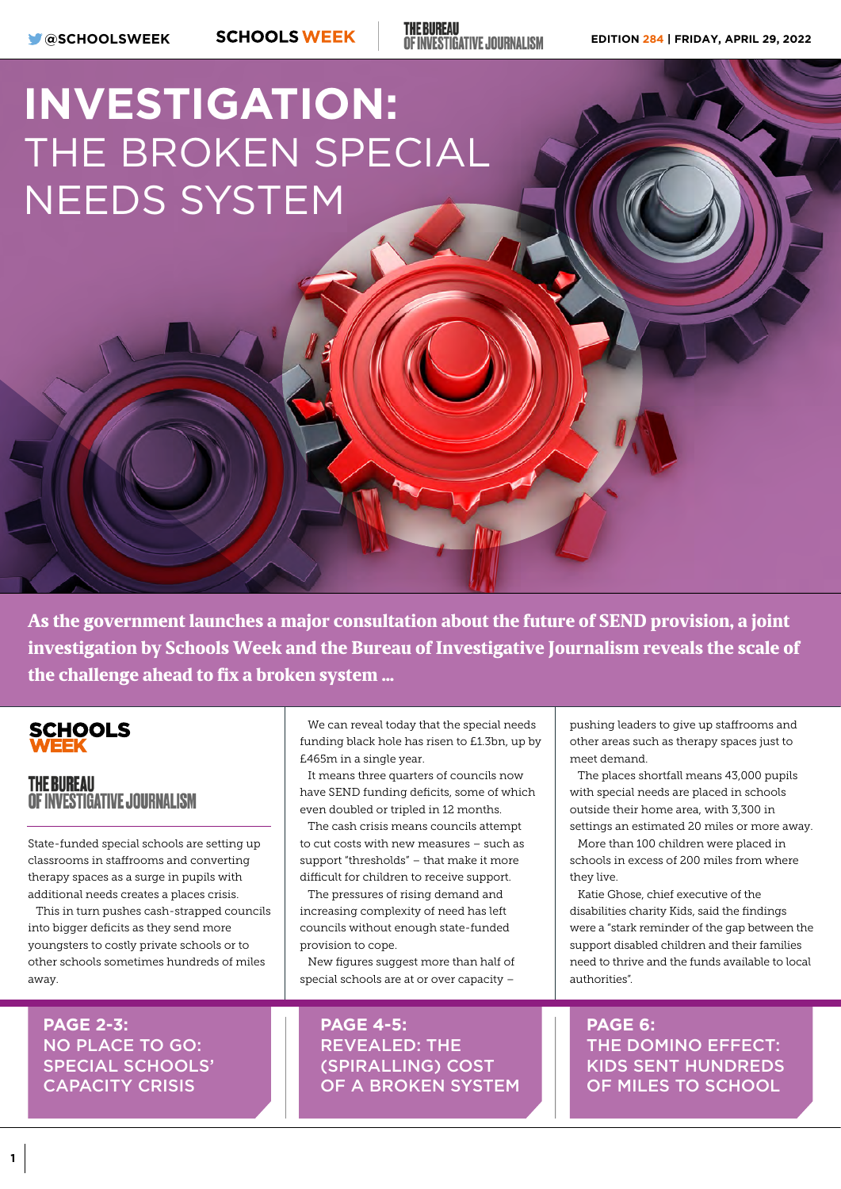# INVESTIGATION: THE BROKEN SPECIAL NEEDS SYSTEM

**As the government launches a major consultation about the future of SEND provision, a joint investigation by Schools Week and the Bureau of Investigative Journalism reveals the scale of the challenge ahead to fix a broken system ...**

SCHOOLS WEEK

THE BUREAU OF INVESTIGATIVE JOURNALISM

State-funded special schools are setting up classrooms in staffrooms and converting therapy spaces as a surge in pupils with additional needs creates a places crisis.

This in turn pushes cash-strapped councils into bigger deficits as they send more youngsters to costly private schools or to other schools sometimes hundreds of miles away.

We can reveal today that the special needs funding black hole has risen to £1.3bn, up by £465m in a single year.

It means three quarters of councils now have SEND funding deficits, some of which even doubled or tripled in 12 months.

The cash crisis means councils attempt to cut costs with new measures – such as support "thresholds" – that make it more difficult for children to receive support.

The pressures of rising demand and increasing complexity of need has left councils without enough state-funded provision to cope.

New figures suggest more than half of special schools are at or over capacity – pushing leaders to give up staffrooms and other areas such as therapy spaces just to meet demand.

The places shortfall means 43,000 pupils with special needs are placed in schools outside their home area, with 3,300 in settings an estimated 20 miles or more away.

More than 100 children were placed in schools in excess of 200 miles from where they live.

Katie Ghose, chief executive of the disabilities charity Kids, said the findings were a "stark reminder of the gap between the support disabled children and their families need to thrive and the funds available to local authorities".

**PAGE 2-3: NO PLACE TO GO: SPECIAL SCHOOLS' CAPACITY CRISIS**

**PAGE 4-5: REVEALED: THE (SPIRALLING) COST OF A BROKEN SYSTEM**

**PAGE 6: THE DOMINO EFFECT: KIDS SENT HUNDREDS OF MILES TO SCHOOL**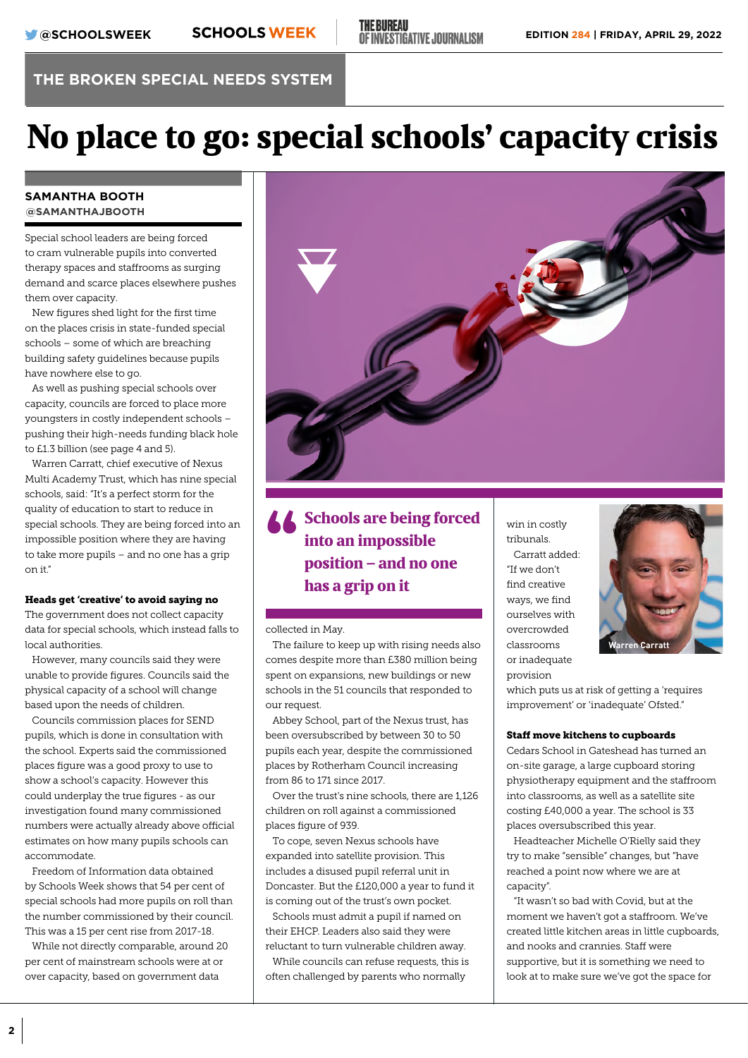THE BROKEN SPECIAL NEEDS SYSTEM

# No place to go: special schools' capacity crisis

**SAMANTHA BOOTH**
**@SAMANTHAJBOOTH**

Special school leaders are being forced to cram vulnerable pupils into converted therapy spaces and staffrooms as surging demand and scarce places elsewhere pushes them over capacity.

New figures shed light for the first time on the places crisis in state-funded special schools – some of which are breaching building safety guidelines because pupils have nowhere else to go.

As well as pushing special schools over capacity, councils are forced to place more youngsters in costly independent schools – pushing their high-needs funding black hole to £1.3 billion (see page 4 and 5).

Warren Carratt, chief executive of Nexus Multi Academy Trust, which has nine special schools, said: "It's a perfect storm for the quality of education to start to reduce in special schools. They are being forced into an impossible position where they are having to take more pupils – and no one has a grip on it."

### Heads get 'creative' to avoid saying no

The government does not collect capacity data for special schools, which instead falls to local authorities.

However, many councils said they were unable to provide figures. Councils said the physical capacity of a school will change based upon the needs of children.

Councils commission places for SEND pupils, which is done in consultation with the school. Experts said the commissioned places figure was a good proxy to use to show a school's capacity. However this could underplay the true figures - as our investigation found many commissioned numbers were actually already above official estimates on how many pupils schools can accommodate.

Freedom of Information data obtained by Schools Week shows that 54 per cent of special schools had more pupils on roll than the number commissioned by their council. This was a 15 per cent rise from 2017-18.

While not directly comparable, around 20 per cent of mainstream schools were at or over capacity, based on government data collected in May.

> Schools are being forced into an impossible position – and no one has a grip on it

The failure to keep up with rising needs also comes despite more than £380 million being spent on expansions, new buildings or new schools in the 51 councils that responded to our request.

Abbey School, part of the Nexus trust, has been oversubscribed by between 30 to 50 pupils each year, despite the commissioned places by Rotherham Council increasing from 86 to 171 since 2017.

Over the trust's nine schools, there are 1,126 children on roll against a commissioned places figure of 939.

To cope, seven Nexus schools have expanded into satellite provision. This includes a disused pupil referral unit in Doncaster. But the £120,000 a year to fund it is coming out of the trust's own pocket.

Schools must admit a pupil if named on their EHCP. Leaders also said they were reluctant to turn vulnerable children away.

While councils can refuse requests, this is often challenged by parents who normally win in costly tribunals.

Carratt added: "If we don't find creative ways, we find ourselves with overcrowded classrooms or inadequate provision which puts us at risk of getting a 'requires improvement' or 'inadequate' Ofsted."

Warren Carratt

### Staff move kitchens to cupboards

Cedars School in Gateshead has turned an on-site garage, a large cupboard storing physiotherapy equipment and the staffroom into classrooms, as well as a satellite site costing £40,000 a year. The school is 33 places oversubscribed this year.

Headteacher Michelle O'Rielly said they try to make "sensible" changes, but "have reached a point now where we are at capacity".

"It wasn't so bad with Covid, but at the moment we haven't got a staffroom. We've created little kitchen areas in little cupboards, and nooks and crannies. Staff were supportive, but it is something we need to look at to make sure we've got the space for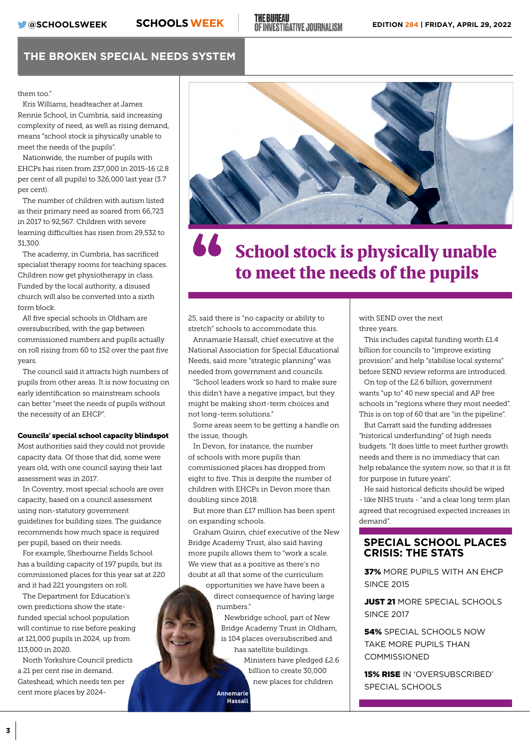## THE BROKEN SPECIAL NEEDS SYSTEM

them too."

Kris Williams, headteacher at James Rennie School, in Cumbria, said increasing complexity of need, as well as rising demand, means "school stock is physically unable to meet the needs of the pupils".

Nationwide, the number of pupils with EHCPs has risen from 237,000 in 2015-16 (2.8 per cent of all pupils) to 326,000 last year (3.7 per cent).

The number of children with autism listed as their primary need as soared from 66,723 in 2017 to 92,567. Children with severe learning difficulties has risen from 29,532 to 31,300.

The academy, in Cumbria, has sacrificed specialist therapy rooms for teaching spaces. Children now get physiotherapy in class. Funded by the local authority, a disused church will also be converted into a sixth form block.

All five special schools in Oldham are oversubscribed, with the gap between commissioned numbers and pupils actually on roll rising from 60 to 152 over the past five years.

The council said it attracts high numbers of pupils from other areas. It is now focusing on early identification so mainstream schools can better "meet the needs of pupils without the necessity of an EHCP".

**Councils' special school capacity blindspot**

Most authorities said they could not provide capacity data. Of those that did, some were years old, with one council saying their last assessment was in 2017.

In Coventry, most special schools are over capacity, based on a council assessment using non-statutory government guidelines for building sizes. The guidance recommends how much space is required per pupil, based on their needs.

For example, Sherbourne Fields School has a building capacity of 197 pupils, but its commissioned places for this year sat at 220 and it had 221 youngsters on roll.

The Department for Education's own predictions show the state-funded special school population will continue to rise before peaking at 121,000 pupils in 2024, up from 113,000 in 2020.

North Yorkshire Council predicts a 21 per cent rise in demand. Gateshead, which needs ten per cent more places by 2024-25, said there is "no capacity or ability to stretch" schools to accommodate this.

> **School stock is physically unable to meet the needs of the pupils**

Annamarie Hassall, chief executive at the National Association for Special Educational Needs, said more "strategic planning" was needed from government and councils.

"School leaders work so hard to make sure this didn't have a negative impact, but they might be making short-term choices and not long-term solutions."

Some areas seem to be getting a handle on the issue, though.

In Devon, for instance, the number of schools with more pupils than commissioned places has dropped from eight to five. This is despite the number of children with EHCPs in Devon more than doubling since 2018.

But more than £17 million has been spent on expanding schools.

Graham Quinn, chief executive of the New Bridge Academy Trust, also said having more pupils allows them to "work a scale. We view that as a positive as there's no doubt at all that some of the curriculum opportunities we have have been a direct consequence of having large numbers."

Annemarie Hassall

Newbridge school, part of New Bridge Academy Trust in Oldham, is 104 places oversubscribed and has satellite buildings.

Ministers have pledged £2.6 billion to create 30,000 new places for children with SEND over the next three years.

This includes capital funding worth £1.4 billion for councils to "improve existing provision" and help "stabilise local systems" before SEND review reforms are introduced.

On top of the £2.6 billion, government wants "up to" 40 new special and AP free schools in "regions where they most needed". This is on top of 60 that are "in the pipeline".

But Carratt said the funding addresses "historical underfunding" of high needs budgets. "It does little to meet further growth needs and there is no immediacy that can help rebalance the system now, so that it is fit for purpose in future years".

He said historical deficits should be wiped - like NHS trusts - "and a clear long term plan agreed that recognised expected increases in demand".

### SPECIAL SCHOOL PLACES CRISIS: THE STATS

**37%** MORE PUPILS WITH AN EHCP SINCE 2015

**JUST 21** MORE SPECIAL SCHOOLS SINCE 2017

**54%** SPECIAL SCHOOLS NOW TAKE MORE PUPILS THAN COMMISSIONED

**15% RISE** IN 'OVERSUBSCRIBED' SPECIAL SCHOOLS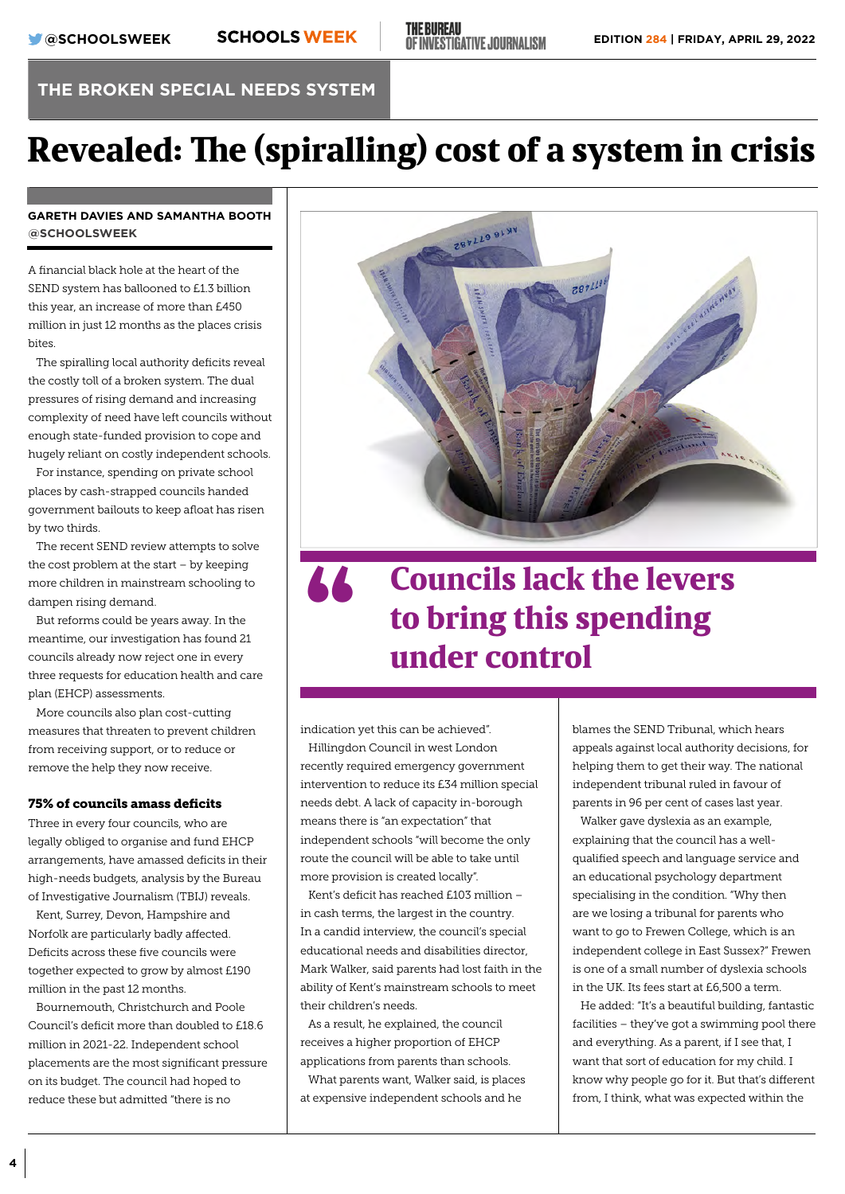THE BROKEN SPECIAL NEEDS SYSTEM

# Revealed: The (spiralling) cost of a system in crisis

**GARETH DAVIES AND SAMANTHA BOOTH @SCHOOLSWEEK**

A financial black hole at the heart of the SEND system has ballooned to £1.3 billion this year, an increase of more than £450 million in just 12 months as the places crisis bites.

The spiralling local authority deficits reveal the costly toll of a broken system. The dual pressures of rising demand and increasing complexity of need have left councils without enough state-funded provision to cope and hugely reliant on costly independent schools.

For instance, spending on private school places by cash-strapped councils handed government bailouts to keep afloat has risen by two thirds.

The recent SEND review attempts to solve the cost problem at the start – by keeping more children in mainstream schooling to dampen rising demand.

But reforms could be years away. In the meantime, our investigation has found 21 councils already now reject one in every three requests for education health and care plan (EHCP) assessments.

More councils also plan cost-cutting measures that threaten to prevent children from receiving support, or to reduce or remove the help they now receive.

### 75% of councils amass deficits

Three in every four councils, who are legally obliged to organise and fund EHCP arrangements, have amassed deficits in their high-needs budgets, analysis by the Bureau of Investigative Journalism (TBIJ) reveals.

Kent, Surrey, Devon, Hampshire and Norfolk are particularly badly affected. Deficits across these five councils were together expected to grow by almost £190 million in the past 12 months.

Bournemouth, Christchurch and Poole Council's deficit more than doubled to £18.6 million in 2021-22. Independent school placements are the most significant pressure on its budget. The council had hoped to reduce these but admitted "there is no indication yet this can be achieved".

Hillingdon Council in west London recently required emergency government intervention to reduce its £34 million special needs debt. A lack of capacity in-borough means there is "an expectation" that independent schools "will become the only route the council will be able to take until more provision is created locally".

Kent's deficit has reached £103 million – in cash terms, the largest in the country. In a candid interview, the council's special educational needs and disabilities director, Mark Walker, said parents had lost faith in the ability of Kent's mainstream schools to meet their children's needs.

As a result, he explained, the council receives a higher proportion of EHCP applications from parents than schools.

What parents want, Walker said, is places at expensive independent schools and he blames the SEND Tribunal, which hears appeals against local authority decisions, for helping them to get their way. The national independent tribunal ruled in favour of parents in 96 per cent of cases last year.

Walker gave dyslexia as an example, explaining that the council has a well-qualified speech and language service and an educational psychology department specialising in the condition. "Why then are we losing a tribunal for parents who want to go to Frewen College, which is an independent college in East Sussex?" Frewen is one of a small number of dyslexia schools in the UK. Its fees start at £6,500 a term.

He added: "It's a beautiful building, fantastic facilities – they've got a swimming pool there and everything. As a parent, if I see that, I want that sort of education for my child. I know why people go for it. But that's different from, I think, what was expected within the

> "Councils lack the levers to bring this spending under control"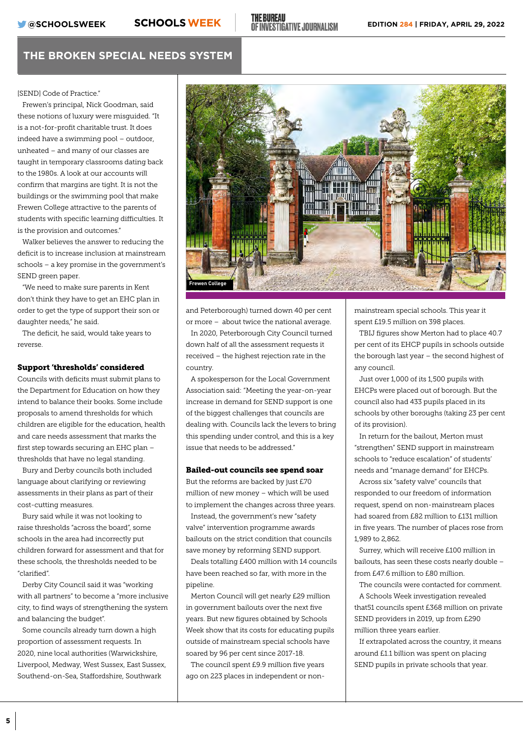[SEND] Code of Practice."

Frewen's principal, Nick Goodman, said these notions of luxury were misguided. "It is a not-for-profit charitable trust. It does indeed have a swimming pool – outdoor, unheated – and many of our classes are taught in temporary classrooms dating back to the 1980s. A look at our accounts will confirm that margins are tight. It is not the buildings or the swimming pool that make Frewen College attractive to the parents of students with specific learning difficulties. It is the provision and outcomes."

Walker believes the answer to reducing the deficit is to increase inclusion at mainstream schools – a key promise in the government's SEND green paper.

"We need to make sure parents in Kent don't think they have to get an EHC plan in order to get the type of support their son or daughter needs," he said.

The deficit, he said, would take years to reverse.

### Support 'thresholds' considered

Councils with deficits must submit plans to the Department for Education on how they intend to balance their books. Some include proposals to amend thresholds for which children are eligible for the education, health and care needs assessment that marks the first step towards securing an EHC plan – thresholds that have no legal standing.

Bury and Derby councils both included language about clarifying or reviewing assessments in their plans as part of their cost-cutting measures.

Bury said while it was not looking to raise thresholds "across the board", some schools in the area had incorrectly put children forward for assessment and that for these schools, the thresholds needed to be "clarified".

Derby City Council said it was "working with all partners" to become a "more inclusive city, to find ways of strengthening the system and balancing the budget".

Some councils already turn down a high proportion of assessment requests. In 2020, nine local authorities (Warwickshire, Liverpool, Medway, West Sussex, East Sussex, Southend-on-Sea, Staffordshire, Southwark and Peterborough) turned down 40 per cent or more – about twice the national average.

In 2020, Peterborough City Council turned down half of all the assessment requests it received – the highest rejection rate in the country.

A spokesperson for the Local Government Association said: "Meeting the year-on-year increase in demand for SEND support is one of the biggest challenges that councils are dealing with. Councils lack the levers to bring this spending under control, and this is a key issue that needs to be addressed."

Frewen College

### Bailed-out councils see spend soar

But the reforms are backed by just £70 million of new money – which will be used to implement the changes across three years.

Instead, the government's new "safety valve" intervention programme awards bailouts on the strict condition that councils save money by reforming SEND support.

Deals totalling £400 million with 14 councils have been reached so far, with more in the pipeline.

Merton Council will get nearly £29 million in government bailouts over the next five years. But new figures obtained by Schools Week show that its costs for educating pupils outside of mainstream special schools have soared by 96 per cent since 2017-18.

The council spent £9.9 million five years ago on 223 places in independent or non-mainstream special schools. This year it spent £19.5 million on 398 places.

TBIJ figures show Merton had to place 40.7 per cent of its EHCP pupils in schools outside the borough last year – the second highest of any council.

Just over 1,000 of its 1,500 pupils with EHCPs were placed out of borough. But the council also had 433 pupils placed in its schools by other boroughs (taking 23 per cent of its provision).

In return for the bailout, Merton must "strengthen" SEND support in mainstream schools to "reduce escalation" of students' needs and "manage demand" for EHCPs.

Across six "safety valve" councils that responded to our freedom of information request, spend on non-mainstream places had soared from £82 million to £131 million in five years. The number of places rose from 1,989 to 2,862.

Surrey, which will receive £100 million in bailouts, has seen these costs nearly double – from £47.6 million to £80 million.

The councils were contacted for comment.

A Schools Week investigation revealed that51 councils spent £368 million on private SEND providers in 2019, up from £290 million three years earlier.

If extrapolated across the country, it means around £1.1 billion was spent on placing SEND pupils in private schools that year.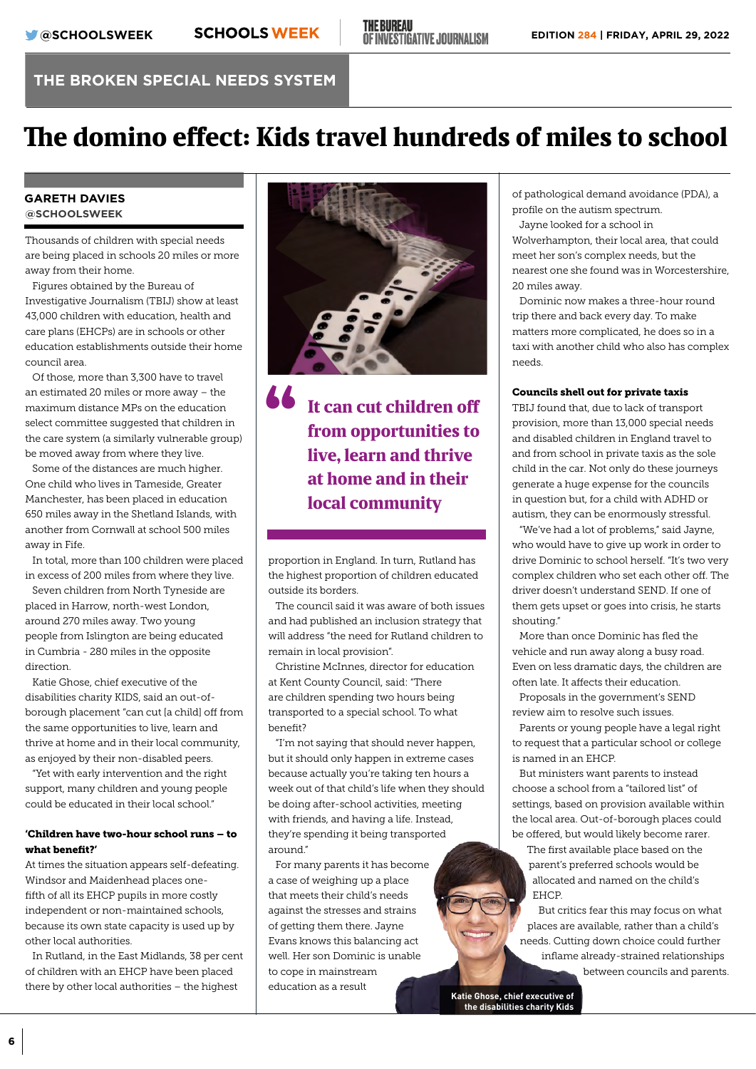THE BROKEN SPECIAL NEEDS SYSTEM

# The domino effect: Kids travel hundreds of miles to school

**GARETH DAVIES**
**@SCHOOLSWEEK**

Thousands of children with special needs are being placed in schools 20 miles or more away from their home.

Figures obtained by the Bureau of Investigative Journalism (TBIJ) show at least 43,000 children with education, health and care plans (EHCPs) are in schools or other education establishments outside their home council area.

Of those, more than 3,300 have to travel an estimated 20 miles or more away – the maximum distance MPs on the education select committee suggested that children in the care system (a similarly vulnerable group) be moved away from where they live.

Some of the distances are much higher. One child who lives in Tameside, Greater Manchester, has been placed in education 650 miles away in the Shetland Islands, with another from Cornwall at school 500 miles away in Fife.

In total, more than 100 children were placed in excess of 200 miles from where they live.

Seven children from North Tyneside are placed in Harrow, north-west London, around 270 miles away. Two young people from Islington are being educated in Cumbria - 280 miles in the opposite direction.

Katie Ghose, chief executive of the disabilities charity KIDS, said an out-of-borough placement "can cut [a child] off from the same opportunities to live, learn and thrive at home and in their local community, as enjoyed by their non-disabled peers.

"Yet with early intervention and the right support, many children and young people could be educated in their local school."

**'Children have two-hour school runs – to what benefit?'**

At times the situation appears self-defeating. Windsor and Maidenhead places one-fifth of all its EHCP pupils in more costly independent or non-maintained schools, because its own state capacity is used up by other local authorities.

In Rutland, in the East Midlands, 38 per cent of children with an EHCP have been placed there by other local authorities – the highest proportion in England. In turn, Rutland has the highest proportion of children educated outside its borders.

> "It can cut children off from opportunities to live, learn and thrive at home and in their local community"

The council said it was aware of both issues and had published an inclusion strategy that will address "the need for Rutland children to remain in local provision".

Christine McInnes, director for education at Kent County Council, said: "There are children spending two hours being transported to a special school. To what benefit?

"I'm not saying that should never happen, but it should only happen in extreme cases because actually you're taking ten hours a week out of that child's life when they should be doing after-school activities, meeting with friends, and having a life. Instead, they're spending it being transported around."

For many parents it has become a case of weighing up a place that meets their child's needs against the stresses and strains of getting them there. Jayne Evans knows this balancing act well. Her son Dominic is unable to cope in mainstream education as a result of pathological demand avoidance (PDA), a profile on the autism spectrum.

Jayne looked for a school in Wolverhampton, their local area, that could meet her son's complex needs, but the nearest one she found was in Worcestershire, 20 miles away.

Dominic now makes a three-hour round trip there and back every day. To make matters more complicated, he does so in a taxi with another child who also has complex needs.

**Councils shell out for private taxis**

TBIJ found that, due to lack of transport provision, more than 13,000 special needs and disabled children in England travel to and from school in private taxis as the sole child in the car. Not only do these journeys generate a huge expense for the councils in question but, for a child with ADHD or autism, they can be enormously stressful.

"We've had a lot of problems," said Jayne, who would have to give up work in order to drive Dominic to school herself. "It's two very complex children who set each other off. The driver doesn't understand SEND. If one of them gets upset or goes into crisis, he starts shouting."

More than once Dominic has fled the vehicle and run away along a busy road. Even on less dramatic days, the children are often late. It affects their education.

Proposals in the government's SEND review aim to resolve such issues.

Parents or young people have a legal right to request that a particular school or college is named in an EHCP.

But ministers want parents to instead choose a school from a "tailored list" of settings, based on provision available within the local area. Out-of-borough places could be offered, but would likely become rarer.

The first available place based on the parent's preferred schools would be allocated and named on the child's EHCP.

But critics fear this may focus on what places are available, rather than a child's needs. Cutting down choice could further inflame already-strained relationships between councils and parents.

Katie Ghose, chief executive of the disabilities charity Kids